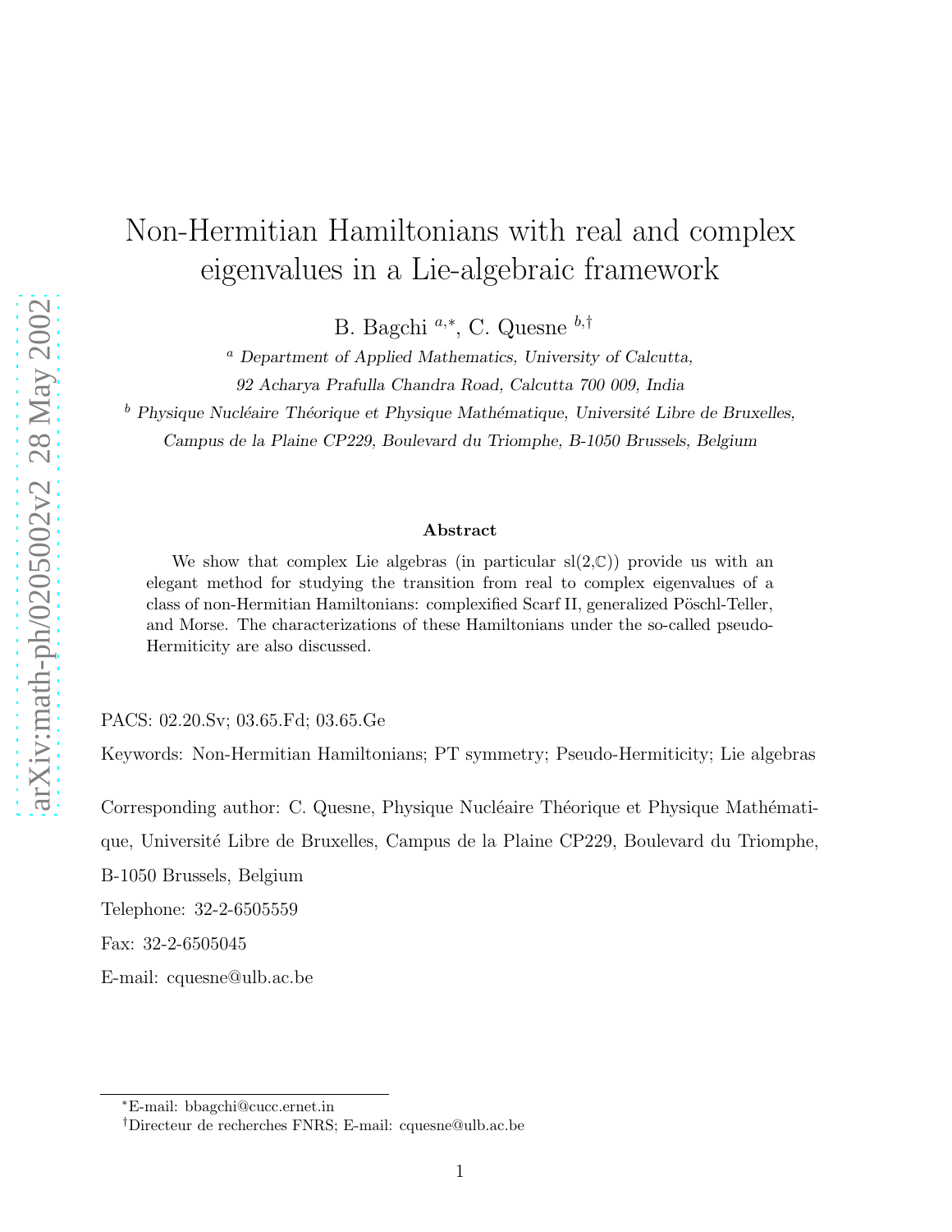# Non-Hermitian Hamiltonians with real and complex eigenvalues in a Lie-algebraic framework

B. Bagchi [a,*], C. Quesne [b,†]

[a] *Department of Applied Mathematics, University of Calcutta,*
*92 Acharya Prafulla Chandra Road, Calcutta 700 009, India*

[b] *Physique Nucléaire Théorique et Physique Mathématique, Université Libre de Bruxelles,*
*Campus de la Plaine CP229, Boulevard du Triomphe, B-1050 Brussels, Belgium*

### Abstract

We show that complex Lie algebras (in particular sl(2,$\mathbb{C}$)) provide us with an elegant method for studying the transition from real to complex eigenvalues of a class of non-Hermitian Hamiltonians: complexified Scarf II, generalized Pöschl-Teller, and Morse. The characterizations of these Hamiltonians under the so-called pseudo-Hermiticity are also discussed.

PACS: 02.20.Sv; 03.65.Fd; 03.65.Ge

Keywords: Non-Hermitian Hamiltonians; PT symmetry; Pseudo-Hermiticity; Lie algebras

Corresponding author: C. Quesne, Physique Nucléaire Théorique et Physique Mathématique, Université Libre de Bruxelles, Campus de la Plaine CP229, Boulevard du Triomphe, B-1050 Brussels, Belgium

Telephone: 32-2-6505559

Fax: 32-2-6505045

E-mail: cquesne@ulb.ac.be

---

*E-mail: bbagchi@cucc.ernet.in

†Directeur de recherches FNRS; E-mail: cquesne@ulb.ac.be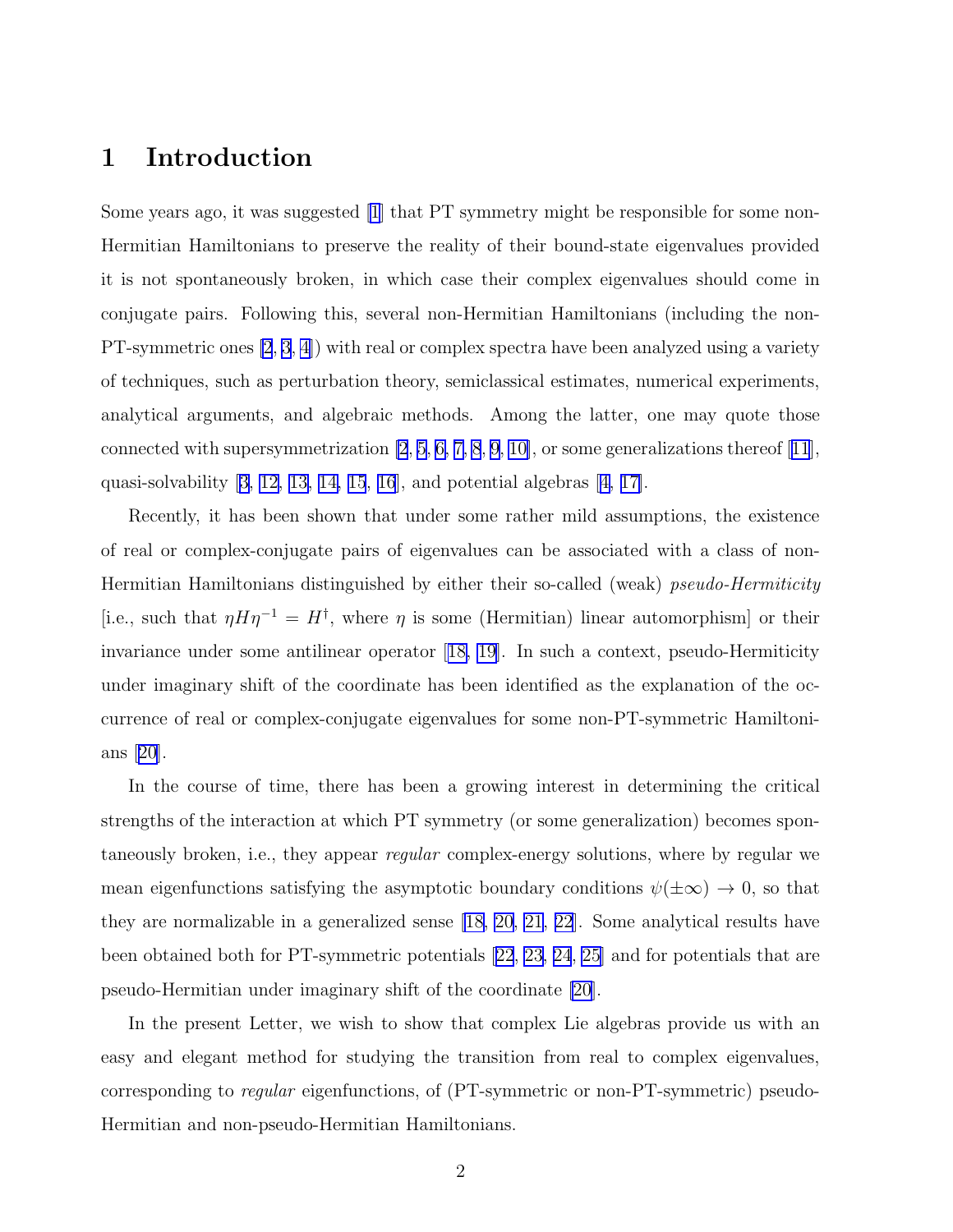# 1 Introduction

Some years ago, it was suggested [1] that PT symmetry might be responsible for some non-Hermitian Hamiltonians to preserve the reality of their bound-state eigenvalues provided it is not spontaneously broken, in which case their complex eigenvalues should come in conjugate pairs. Following this, several non-Hermitian Hamiltonians (including the non-PT-symmetric ones [2, 3, 4]) with real or complex spectra have been analyzed using a variety of techniques, such as perturbation theory, semiclassical estimates, numerical experiments, analytical arguments, and algebraic methods. Among the latter, one may quote those connected with supersymmetrization [2, 5, 6, 7, 8, 9, 10], or some generalizations thereof [11], quasi-solvability [3, 12, 13, 14, 15, 16], and potential algebras [4, 17].

Recently, it has been shown that under some rather mild assumptions, the existence of real or complex-conjugate pairs of eigenvalues can be associated with a class of non-Hermitian Hamiltonians distinguished by either their so-called (weak) *pseudo-Hermiticity* [i.e., such that $\eta H \eta^{-1} = H^{\dagger}$, where $\eta$ is some (Hermitian) linear automorphism] or their invariance under some antilinear operator [18, 19]. In such a context, pseudo-Hermiticity under imaginary shift of the coordinate has been identified as the explanation of the occurrence of real or complex-conjugate eigenvalues for some non-PT-symmetric Hamiltonians [20].

In the course of time, there has been a growing interest in determining the critical strengths of the interaction at which PT symmetry (or some generalization) becomes spontaneously broken, i.e., they appear *regular* complex-energy solutions, where by regular we mean eigenfunctions satisfying the asymptotic boundary conditions $\psi(\pm\infty) \to 0$, so that they are normalizable in a generalized sense [18, 20, 21, 22]. Some analytical results have been obtained both for PT-symmetric potentials [22, 23, 24, 25] and for potentials that are pseudo-Hermitian under imaginary shift of the coordinate [20].

In the present Letter, we wish to show that complex Lie algebras provide us with an easy and elegant method for studying the transition from real to complex eigenvalues, corresponding to *regular* eigenfunctions, of (PT-symmetric or non-PT-symmetric) pseudo-Hermitian and non-pseudo-Hermitian Hamiltonians.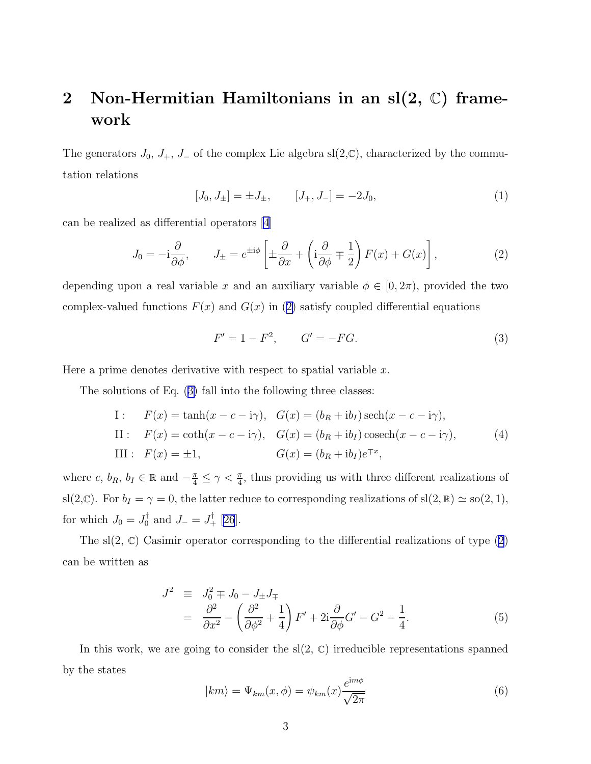## 2 Non-Hermitian Hamiltonians in an sl(2, $\mathbb{C}$) framework

The generators $J_0$, $J_+$, $J_-$ of the complex Lie algebra sl(2,$\mathbb{C}$), characterized by the commutation relations

$$[J_0, J_\pm] = \pm J_\pm, \qquad [J_+, J_-] = -2J_0, \tag{1}$$

can be realized as differential operators [4]

$$J_0 = -\mathrm{i}\frac{\partial}{\partial \phi}, \qquad J_\pm = e^{\pm \mathrm{i}\phi}\left[\pm\frac{\partial}{\partial x} + \left(\mathrm{i}\frac{\partial}{\partial \phi} \mp \frac{1}{2}\right)F(x) + G(x)\right], \tag{2}$$

depending upon a real variable $x$ and an auxiliary variable $\phi \in [0, 2\pi)$, provided the two complex-valued functions $F(x)$ and $G(x)$ in (2) satisfy coupled differential equations

$$F' = 1 - F^2, \qquad G' = -FG. \tag{3}$$

Here a prime denotes derivative with respect to spatial variable $x$.

The solutions of Eq. (3) fall into the following three classes:

$$\begin{array}{lll}
\mathrm{I}: & F(x) = \tanh(x - c - \mathrm{i}\gamma), & G(x) = (b_R + \mathrm{i}b_I)\,\mathrm{sech}(x - c - \mathrm{i}\gamma), \\
\mathrm{II}: & F(x) = \coth(x - c - \mathrm{i}\gamma), & G(x) = (b_R + \mathrm{i}b_I)\,\mathrm{cosech}(x - c - \mathrm{i}\gamma), \\
\mathrm{III}: & F(x) = \pm 1, & G(x) = (b_R + \mathrm{i}b_I)e^{\mp x},
\end{array} \tag{4}$$

where $c$, $b_R$, $b_I \in \mathbb{R}$ and $-\frac{\pi}{4} \leq \gamma < \frac{\pi}{4}$, thus providing us with three different realizations of sl(2,$\mathbb{C}$). For $b_I = \gamma = 0$, the latter reduce to corresponding realizations of sl$(2,\mathbb{R}) \simeq$ so$(2,1)$, for which $J_0 = J_0^\dagger$ and $J_- = J_+^\dagger$ [26].

The sl(2, $\mathbb{C}$) Casimir operator corresponding to the differential realizations of type (2) can be written as

$$\begin{aligned}
J^2 &\equiv J_0^2 \mp J_0 - J_\pm J_\mp \\
&= \frac{\partial^2}{\partial x^2} - \left(\frac{\partial^2}{\partial \phi^2} + \frac{1}{4}\right)F' + 2\mathrm{i}\frac{\partial}{\partial \phi}G' - G^2 - \frac{1}{4}.
\end{aligned} \tag{5}$$

In this work, we are going to consider the sl(2, $\mathbb{C}$) irreducible representations spanned by the states

$$|km\rangle = \Psi_{km}(x,\phi) = \psi_{km}(x)\frac{e^{\mathrm{i}m\phi}}{\sqrt{2\pi}} \tag{6}$$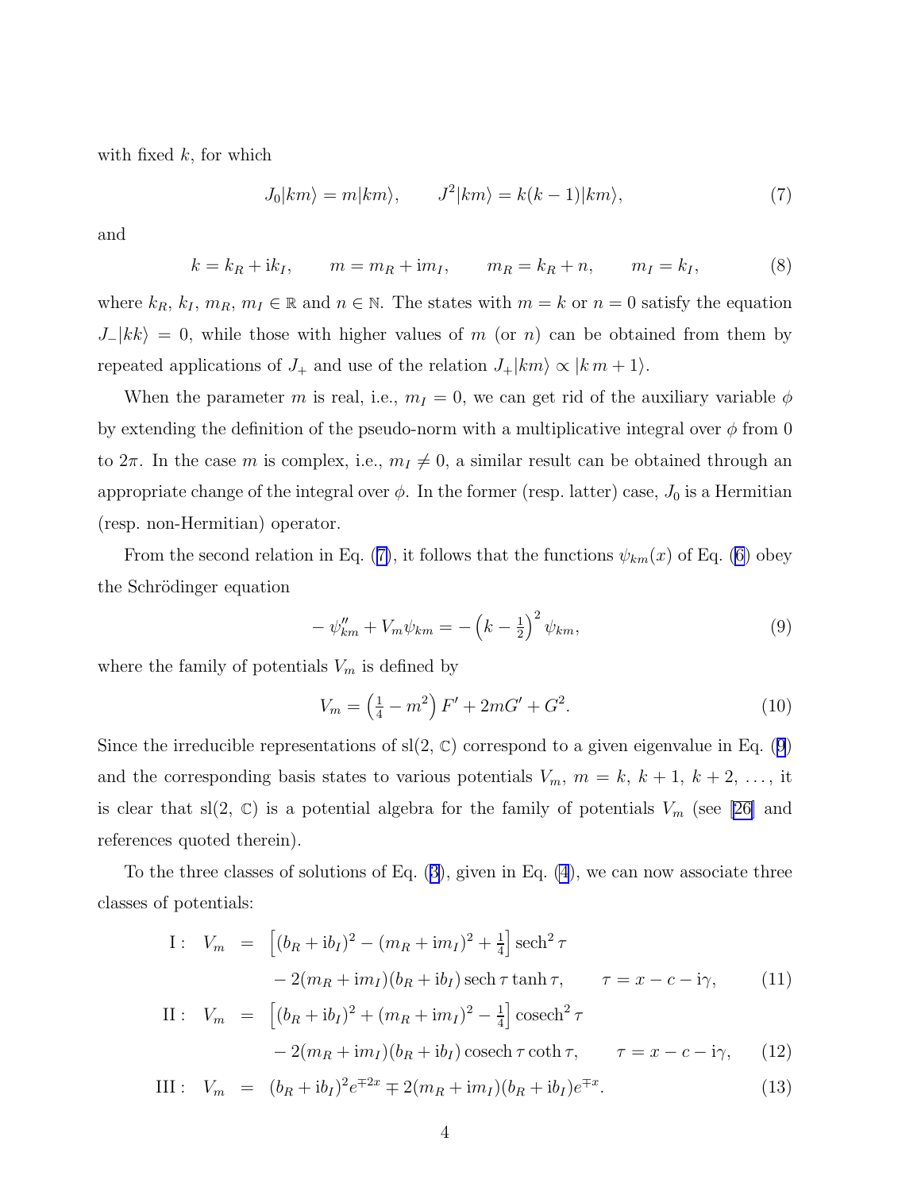with fixed $k$, for which

$$J_0|km\rangle = m|km\rangle, \qquad J^2|km\rangle = k(k-1)|km\rangle, \tag{7}$$

and

$$k = k_R + \mathrm{i}k_I, \qquad m = m_R + \mathrm{i}m_I, \qquad m_R = k_R + n, \qquad m_I = k_I, \tag{8}$$

where $k_R$, $k_I$, $m_R$, $m_I \in \mathbb{R}$ and $n \in \mathbb{N}$. The states with $m = k$ or $n = 0$ satisfy the equation $J_-|kk\rangle = 0$, while those with higher values of $m$ (or $n$) can be obtained from them by repeated applications of $J_+$ and use of the relation $J_+|km\rangle \propto |k\, m+1\rangle$.

When the parameter $m$ is real, i.e., $m_I = 0$, we can get rid of the auxiliary variable $\phi$ by extending the definition of the pseudo-norm with a multiplicative integral over $\phi$ from 0 to $2\pi$. In the case $m$ is complex, i.e., $m_I \neq 0$, a similar result can be obtained through an appropriate change of the integral over $\phi$. In the former (resp. latter) case, $J_0$ is a Hermitian (resp. non-Hermitian) operator.

From the second relation in Eq. (7), it follows that the functions $\psi_{km}(x)$ of Eq. (6) obey the Schrödinger equation

$$-\psi''_{km} + V_m\psi_{km} = -\left(k - \tfrac{1}{2}\right)^2 \psi_{km}, \tag{9}$$

where the family of potentials $V_m$ is defined by

$$V_m = \left(\tfrac{1}{4} - m^2\right) F' + 2mG' + G^2. \tag{10}$$

Since the irreducible representations of sl(2, $\mathbb{C}$) correspond to a given eigenvalue in Eq. (9) and the corresponding basis states to various potentials $V_m$, $m = k,\ k+1,\ k+2,\ \ldots$, it is clear that sl(2, $\mathbb{C}$) is a potential algebra for the family of potentials $V_m$ (see [26] and references quoted therein).

To the three classes of solutions of Eq. (3), given in Eq. (4), we can now associate three classes of potentials:

$$\begin{aligned}
\mathrm{I}: \quad V_m &= \left[(b_R + \mathrm{i}b_I)^2 - (m_R + \mathrm{i}m_I)^2 + \tfrac{1}{4}\right] \operatorname{sech}^2\tau \\
&\quad - 2(m_R + \mathrm{i}m_I)(b_R + \mathrm{i}b_I) \operatorname{sech}\tau \tanh\tau, \qquad \tau = x - c - \mathrm{i}\gamma, && (11)\\
\mathrm{II}: \quad V_m &= \left[(b_R + \mathrm{i}b_I)^2 + (m_R + \mathrm{i}m_I)^2 - \tfrac{1}{4}\right] \operatorname{cosech}^2\tau \\
&\quad - 2(m_R + \mathrm{i}m_I)(b_R + \mathrm{i}b_I) \operatorname{cosech}\tau \coth\tau, \qquad \tau = x - c - \mathrm{i}\gamma, && (12)\\
\mathrm{III}: \quad V_m &= (b_R + \mathrm{i}b_I)^2 e^{\mp 2x} \mp 2(m_R + \mathrm{i}m_I)(b_R + \mathrm{i}b_I)e^{\mp x}. && (13)
\end{aligned}$$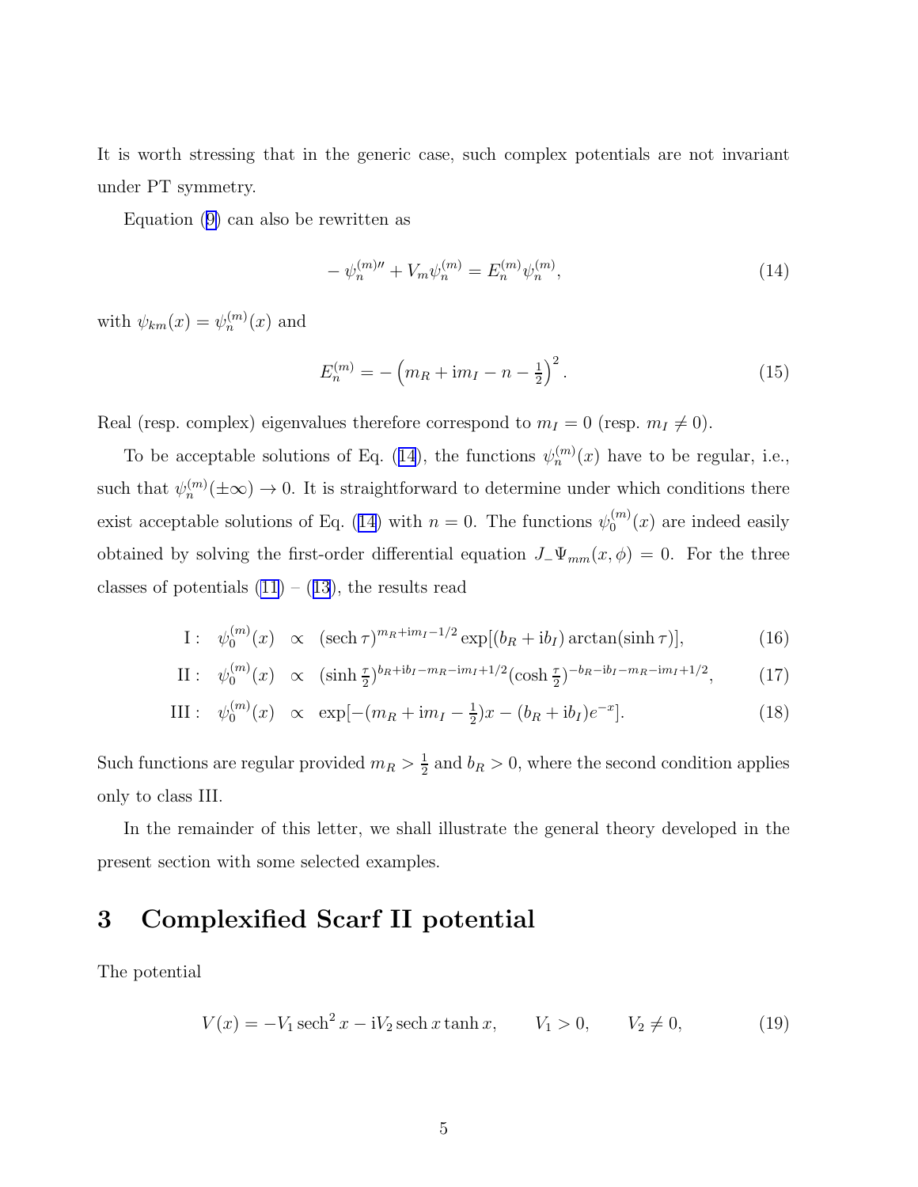It is worth stressing that in the generic case, such complex potentials are not invariant under PT symmetry.

Equation (9) can also be rewritten as

$$-\psi_n^{(m)\prime\prime} + V_m \psi_n^{(m)} = E_n^{(m)} \psi_n^{(m)}, \tag{14}$$

with $\psi_{km}(x) = \psi_n^{(m)}(x)$ and

$$E_n^{(m)} = -\left(m_R + \mathrm{i}m_I - n - \tfrac{1}{2}\right)^2. \tag{15}$$

Real (resp. complex) eigenvalues therefore correspond to $m_I = 0$ (resp. $m_I \neq 0$).

To be acceptable solutions of Eq. (14), the functions $\psi_n^{(m)}(x)$ have to be regular, i.e., such that $\psi_n^{(m)}(\pm\infty) \to 0$. It is straightforward to determine under which conditions there exist acceptable solutions of Eq. (14) with $n = 0$. The functions $\psi_0^{(m)}(x)$ are indeed easily obtained by solving the first-order differential equation $J_- \Psi_{mm}(x, \phi) = 0$. For the three classes of potentials (11) – (13), the results read

$$\mathrm{I}: \quad \psi_0^{(m)}(x) \propto (\operatorname{sech} \tau)^{m_R + \mathrm{i}m_I - 1/2} \exp[(b_R + \mathrm{i}b_I) \arctan(\sinh \tau)], \tag{16}$$

$$\mathrm{II}: \quad \psi_0^{(m)}(x) \propto (\sinh \tfrac{\tau}{2})^{b_R + \mathrm{i}b_I - m_R - \mathrm{i}m_I + 1/2} (\cosh \tfrac{\tau}{2})^{-b_R - \mathrm{i}b_I - m_R - \mathrm{i}m_I + 1/2}, \tag{17}$$

$$\mathrm{III}: \quad \psi_0^{(m)}(x) \propto \exp[-(m_R + \mathrm{i}m_I - \tfrac{1}{2})x - (b_R + \mathrm{i}b_I)e^{-x}]. \tag{18}$$

Such functions are regular provided $m_R > \frac{1}{2}$ and $b_R > 0$, where the second condition applies only to class III.

In the remainder of this letter, we shall illustrate the general theory developed in the present section with some selected examples.

# 3 Complexified Scarf II potential

The potential

$$V(x) = -V_1 \operatorname{sech}^2 x - \mathrm{i}V_2 \operatorname{sech} x \tanh x, \qquad V_1 > 0, \qquad V_2 \neq 0, \tag{19}$$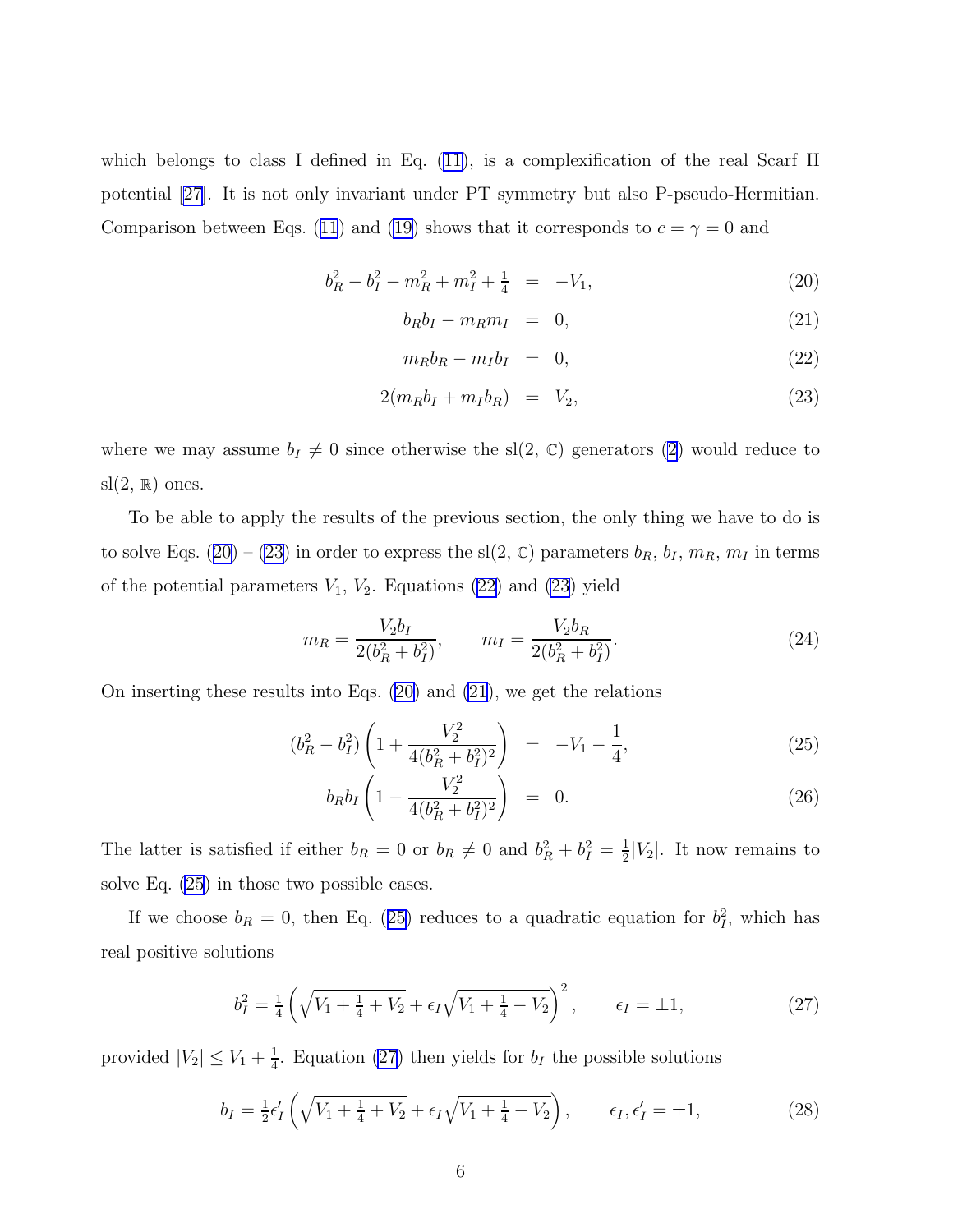which belongs to class I defined in Eq. (11), is a complexification of the real Scarf II potential [27]. It is not only invariant under PT symmetry but also P-pseudo-Hermitian. Comparison between Eqs. (11) and (19) shows that it corresponds to $c = \gamma = 0$ and

$$b_R^2 - b_I^2 - m_R^2 + m_I^2 + \tfrac{1}{4} = -V_1, \tag{20}$$

$$b_R b_I - m_R m_I = 0, \tag{21}$$

$$m_R b_R - m_I b_I = 0, \tag{22}$$

$$2(m_R b_I + m_I b_R) = V_2, \tag{23}$$

where we may assume $b_I \neq 0$ since otherwise the sl(2, $\mathbb{C}$) generators (2) would reduce to sl(2, $\mathbb{R}$) ones.

To be able to apply the results of the previous section, the only thing we have to do is to solve Eqs. (20) – (23) in order to express the sl(2, $\mathbb{C}$) parameters $b_R$, $b_I$, $m_R$, $m_I$ in terms of the potential parameters $V_1$, $V_2$. Equations (22) and (23) yield

$$m_R = \frac{V_2 b_I}{2(b_R^2 + b_I^2)}, \qquad m_I = \frac{V_2 b_R}{2(b_R^2 + b_I^2)}. \tag{24}$$

On inserting these results into Eqs. (20) and (21), we get the relations

$$(b_R^2 - b_I^2)\left(1 + \frac{V_2^2}{4(b_R^2 + b_I^2)^2}\right) = -V_1 - \frac{1}{4}, \tag{25}$$

$$b_R b_I \left(1 - \frac{V_2^2}{4(b_R^2 + b_I^2)^2}\right) = 0. \tag{26}$$

The latter is satisfied if either $b_R = 0$ or $b_R \neq 0$ and $b_R^2 + b_I^2 = \frac{1}{2}|V_2|$. It now remains to solve Eq. (25) in those two possible cases.

If we choose $b_R = 0$, then Eq. (25) reduces to a quadratic equation for $b_I^2$, which has real positive solutions

$$b_I^2 = \tfrac{1}{4}\left(\sqrt{V_1 + \tfrac{1}{4} + V_2} + \epsilon_I \sqrt{V_1 + \tfrac{1}{4} - V_2}\right)^2, \qquad \epsilon_I = \pm 1, \tag{27}$$

provided $|V_2| \leq V_1 + \frac{1}{4}$. Equation (27) then yields for $b_I$ the possible solutions

$$b_I = \tfrac{1}{2}\epsilon'_I \left(\sqrt{V_1 + \tfrac{1}{4} + V_2} + \epsilon_I \sqrt{V_1 + \tfrac{1}{4} - V_2}\right), \qquad \epsilon_I, \epsilon'_I = \pm 1, \tag{28}$$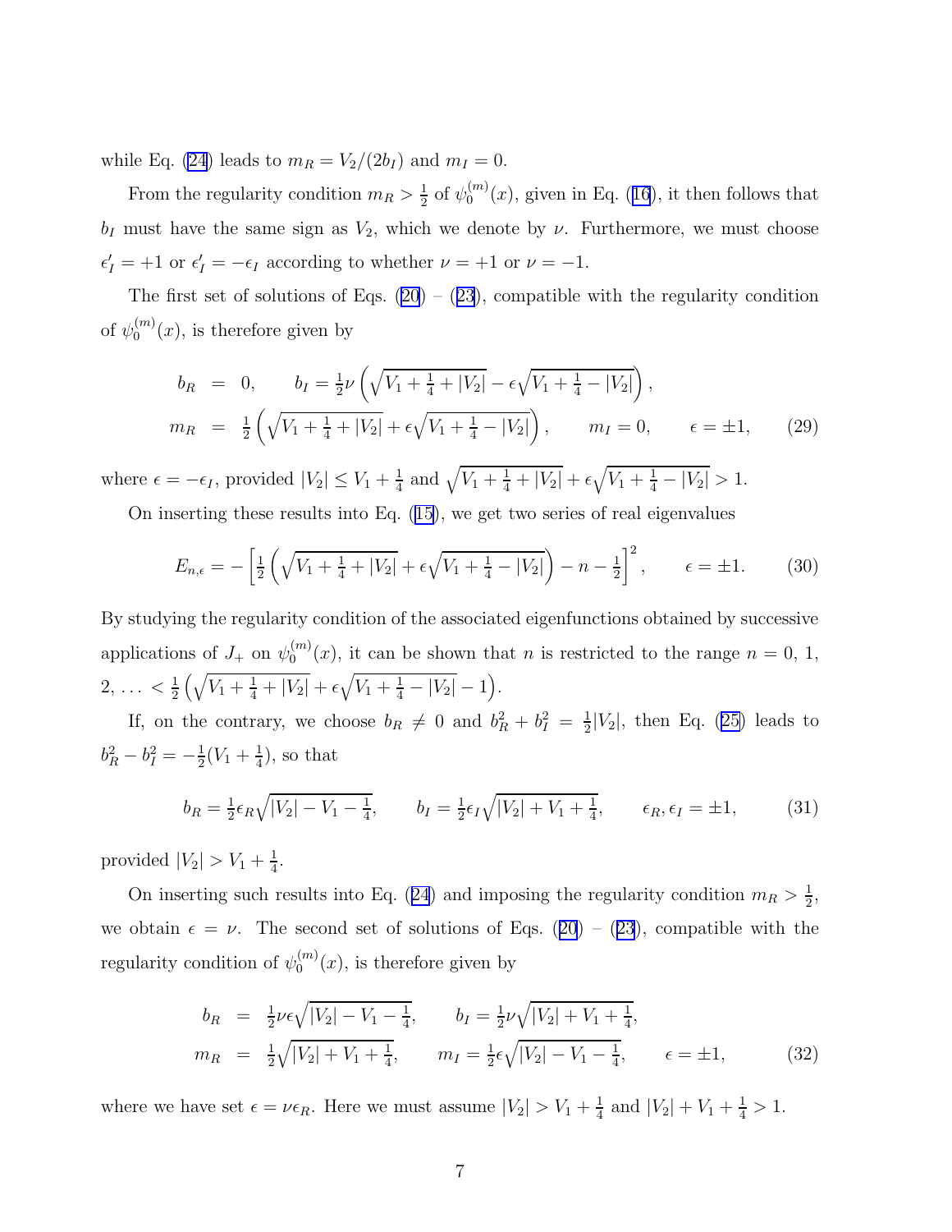while Eq. (24) leads to $m_R = V_2/(2b_I)$ and $m_I = 0$.

From the regularity condition $m_R > \frac{1}{2}$ of $\psi_0^{(m)}(x)$, given in Eq. (16), it then follows that $b_I$ must have the same sign as $V_2$, which we denote by $\nu$. Furthermore, we must choose $\epsilon'_I = +1$ or $\epsilon'_I = -\epsilon_I$ according to whether $\nu = +1$ or $\nu = -1$.

The first set of solutions of Eqs. (20) – (23), compatible with the regularity condition of $\psi_0^{(m)}(x)$, is therefore given by

$$
\begin{aligned}
b_R &= 0, \qquad b_I = \tfrac{1}{2}\nu\left(\sqrt{V_1 + \tfrac{1}{4} + |V_2|} - \epsilon\sqrt{V_1 + \tfrac{1}{4} - |V_2|}\right), \\
m_R &= \tfrac{1}{2}\left(\sqrt{V_1 + \tfrac{1}{4} + |V_2|} + \epsilon\sqrt{V_1 + \tfrac{1}{4} - |V_2|}\right), \qquad m_I = 0, \qquad \epsilon = \pm 1, \qquad (29)
\end{aligned}
$$

where $\epsilon = -\epsilon_I$, provided $|V_2| \le V_1 + \frac{1}{4}$ and $\sqrt{V_1 + \frac{1}{4} + |V_2|} + \epsilon\sqrt{V_1 + \frac{1}{4} - |V_2|} > 1$.

On inserting these results into Eq. (15), we get two series of real eigenvalues

$$
E_{n,\epsilon} = -\left[\tfrac{1}{2}\left(\sqrt{V_1 + \tfrac{1}{4} + |V_2|} + \epsilon\sqrt{V_1 + \tfrac{1}{4} - |V_2|}\right) - n - \tfrac{1}{2}\right]^2, \qquad \epsilon = \pm 1. \qquad (30)
$$

By studying the regularity condition of the associated eigenfunctions obtained by successive applications of $J_+$ on $\psi_0^{(m)}(x)$, it can be shown that $n$ is restricted to the range $n = 0$, 1, 2, $\ldots < \frac{1}{2}\left(\sqrt{V_1 + \frac{1}{4} + |V_2|} + \epsilon\sqrt{V_1 + \frac{1}{4} - |V_2|} - 1\right)$.

If, on the contrary, we choose $b_R \ne 0$ and $b_R^2 + b_I^2 = \frac{1}{2}|V_2|$, then Eq. (25) leads to $b_R^2 - b_I^2 = -\frac{1}{2}(V_1 + \frac{1}{4})$, so that

$$
b_R = \tfrac{1}{2}\epsilon_R\sqrt{|V_2| - V_1 - \tfrac{1}{4}}, \qquad b_I = \tfrac{1}{2}\epsilon_I\sqrt{|V_2| + V_1 + \tfrac{1}{4}}, \qquad \epsilon_R, \epsilon_I = \pm 1, \qquad (31)
$$

provided $|V_2| > V_1 + \frac{1}{4}$.

On inserting such results into Eq. (24) and imposing the regularity condition $m_R > \frac{1}{2}$, we obtain $\epsilon = \nu$. The second set of solutions of Eqs. (20) – (23), compatible with the regularity condition of $\psi_0^{(m)}(x)$, is therefore given by

$$
\begin{aligned}
b_R &= \tfrac{1}{2}\nu\epsilon\sqrt{|V_2| - V_1 - \tfrac{1}{4}}, \qquad b_I = \tfrac{1}{2}\nu\sqrt{|V_2| + V_1 + \tfrac{1}{4}}, \\
m_R &= \tfrac{1}{2}\sqrt{|V_2| + V_1 + \tfrac{1}{4}}, \qquad m_I = \tfrac{1}{2}\epsilon\sqrt{|V_2| - V_1 - \tfrac{1}{4}}, \qquad \epsilon = \pm 1, \qquad (32)
\end{aligned}
$$

where we have set $\epsilon = \nu\epsilon_R$. Here we must assume $|V_2| > V_1 + \frac{1}{4}$ and $|V_2| + V_1 + \frac{1}{4} > 1$.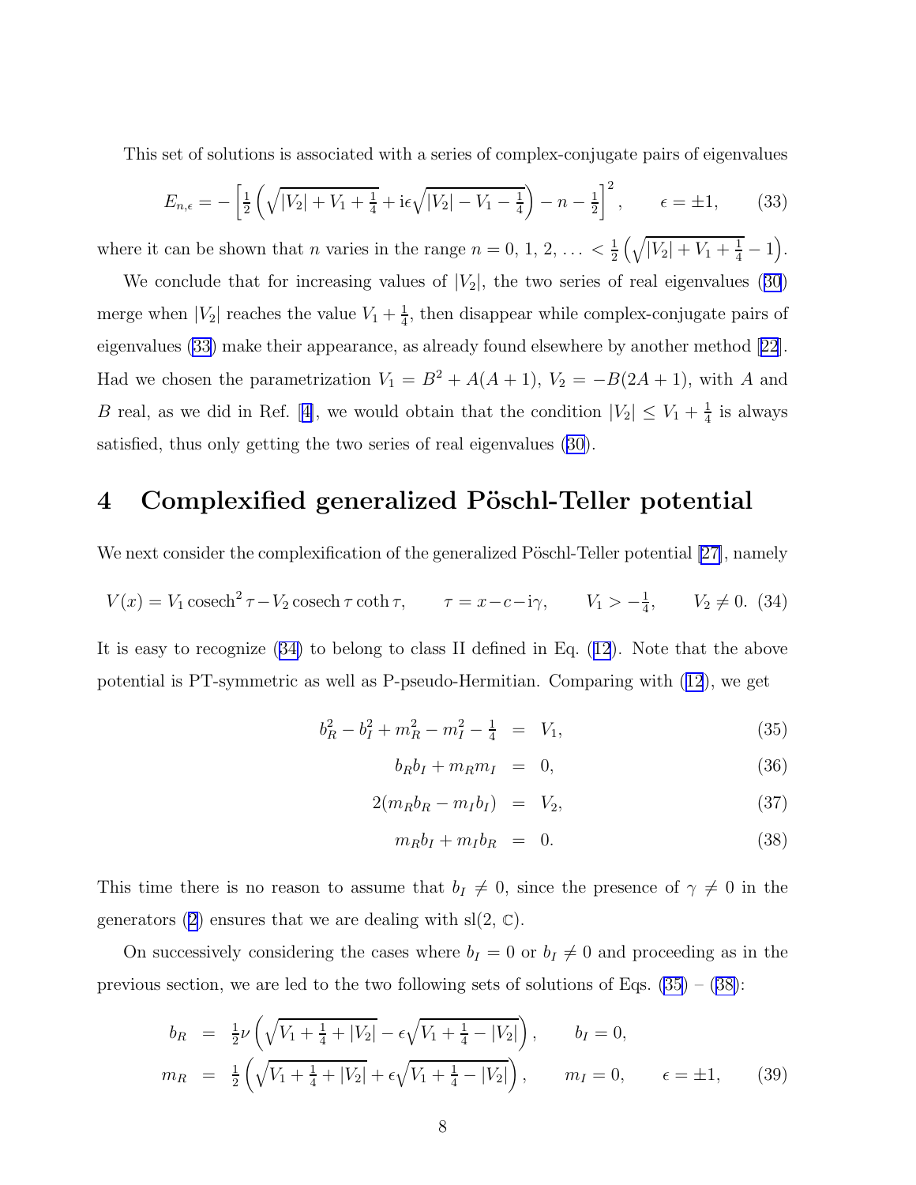This set of solutions is associated with a series of complex-conjugate pairs of eigenvalues

$$E_{n,\epsilon} = -\left[\tfrac{1}{2}\left(\sqrt{|V_2| + V_1 + \tfrac{1}{4}} + \mathrm{i}\epsilon\sqrt{|V_2| - V_1 - \tfrac{1}{4}}\right) - n - \tfrac{1}{2}\right]^2, \qquad \epsilon = \pm 1, \tag{33}$$

where it can be shown that $n$ varies in the range $n = 0, 1, 2, \ldots < \frac{1}{2}\left(\sqrt{|V_2| + V_1 + \frac{1}{4}} - 1\right)$.

We conclude that for increasing values of $|V_2|$, the two series of real eigenvalues (30) merge when $|V_2|$ reaches the value $V_1 + \frac{1}{4}$, then disappear while complex-conjugate pairs of eigenvalues (33) make their appearance, as already found elsewhere by another method [22]. Had we chosen the parametrization $V_1 = B^2 + A(A+1)$, $V_2 = -B(2A+1)$, with $A$ and $B$ real, as we did in Ref. [4], we would obtain that the condition $|V_2| \le V_1 + \frac{1}{4}$ is always satisfied, thus only getting the two series of real eigenvalues (30).

# 4 Complexified generalized Pöschl-Teller potential

We next consider the complexification of the generalized Pöschl-Teller potential [27], namely

$$V(x) = V_1 \operatorname{cosech}^2 \tau - V_2 \operatorname{cosech} \tau \coth \tau, \qquad \tau = x - c - \mathrm{i}\gamma, \qquad V_1 > -\tfrac{1}{4}, \qquad V_2 \ne 0. \tag{34}$$

It is easy to recognize (34) to belong to class II defined in Eq. (12). Note that the above potential is PT-symmetric as well as P-pseudo-Hermitian. Comparing with (12), we get

$$b_R^2 - b_I^2 + m_R^2 - m_I^2 - \tfrac{1}{4} = V_1, \tag{35}$$

$$b_R b_I + m_R m_I = 0, \tag{36}$$

$$2(m_R b_R - m_I b_I) = V_2, \tag{37}$$

$$m_R b_I + m_I b_R = 0. \tag{38}$$

This time there is no reason to assume that $b_I \ne 0$, since the presence of $\gamma \ne 0$ in the generators (2) ensures that we are dealing with sl(2, $\mathbb{C}$).

On successively considering the cases where $b_I = 0$ or $b_I \ne 0$ and proceeding as in the previous section, we are led to the two following sets of solutions of Eqs. (35) – (38):

$$\begin{aligned}
b_R &= \tfrac{1}{2}\nu\left(\sqrt{V_1 + \tfrac{1}{4} + |V_2|} - \epsilon\sqrt{V_1 + \tfrac{1}{4} - |V_2|}\right), \qquad b_I = 0, \\
m_R &= \tfrac{1}{2}\left(\sqrt{V_1 + \tfrac{1}{4} + |V_2|} + \epsilon\sqrt{V_1 + \tfrac{1}{4} - |V_2|}\right), \qquad m_I = 0, \qquad \epsilon = \pm 1,
\end{aligned} \tag{39}$$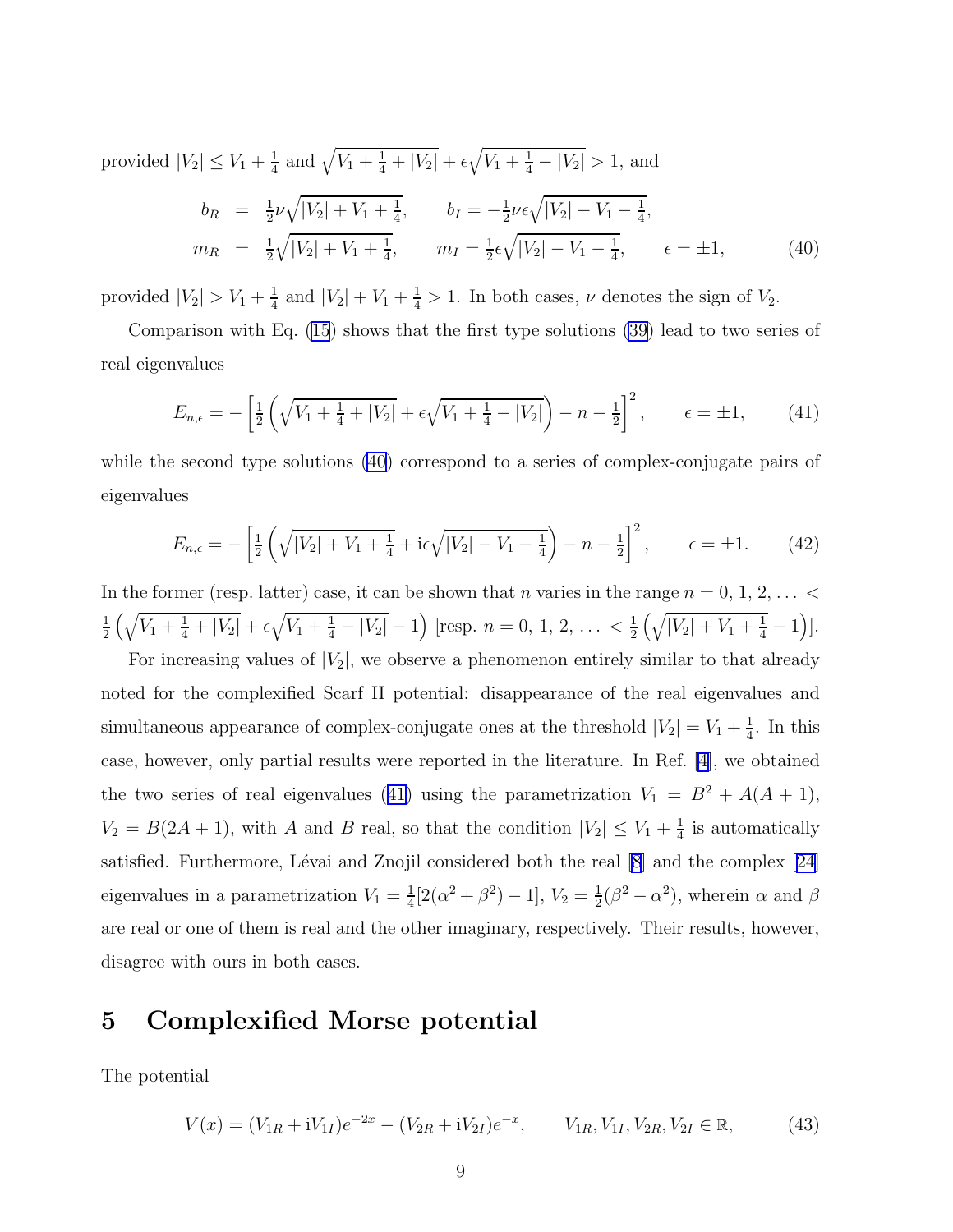provided $|V_2| \le V_1 + \frac{1}{4}$ and $\sqrt{V_1 + \frac{1}{4} + |V_2|} + \epsilon\sqrt{V_1 + \frac{1}{4} - |V_2|} > 1$, and

$$
\begin{aligned}
b_R &= \tfrac{1}{2}\nu\sqrt{|V_2| + V_1 + \tfrac{1}{4}}, \qquad b_I = -\tfrac{1}{2}\nu\epsilon\sqrt{|V_2| - V_1 - \tfrac{1}{4}}, \\
m_R &= \tfrac{1}{2}\sqrt{|V_2| + V_1 + \tfrac{1}{4}}, \qquad m_I = \tfrac{1}{2}\epsilon\sqrt{|V_2| - V_1 - \tfrac{1}{4}}, \qquad \epsilon = \pm 1,
\end{aligned}
\tag{40}
$$

provided $|V_2| > V_1 + \frac{1}{4}$ and $|V_2| + V_1 + \frac{1}{4} > 1$. In both cases, $\nu$ denotes the sign of $V_2$.

Comparison with Eq. (15) shows that the first type solutions (39) lead to two series of real eigenvalues

$$
E_{n,\epsilon} = -\left[\tfrac{1}{2}\left(\sqrt{V_1 + \tfrac{1}{4} + |V_2|} + \epsilon\sqrt{V_1 + \tfrac{1}{4} - |V_2|}\right) - n - \tfrac{1}{2}\right]^2, \qquad \epsilon = \pm 1, \tag{41}
$$

while the second type solutions (40) correspond to a series of complex-conjugate pairs of eigenvalues

$$
E_{n,\epsilon} = -\left[\tfrac{1}{2}\left(\sqrt{|V_2| + V_1 + \tfrac{1}{4}} + \mathrm{i}\epsilon\sqrt{|V_2| - V_1 - \tfrac{1}{4}}\right) - n - \tfrac{1}{2}\right]^2, \qquad \epsilon = \pm 1. \tag{42}
$$

In the former (resp. latter) case, it can be shown that $n$ varies in the range $n = 0, 1, 2, \ldots < \frac{1}{2}\left(\sqrt{V_1 + \frac{1}{4} + |V_2|} + \epsilon\sqrt{V_1 + \frac{1}{4} - |V_2|} - 1\right)$ [resp. $n = 0, 1, 2, \ldots < \frac{1}{2}\left(\sqrt{|V_2| + V_1 + \frac{1}{4}} - 1\right)$].

For increasing values of $|V_2|$, we observe a phenomenon entirely similar to that already noted for the complexified Scarf II potential: disappearance of the real eigenvalues and simultaneous appearance of complex-conjugate ones at the threshold $|V_2| = V_1 + \frac{1}{4}$. In this case, however, only partial results were reported in the literature. In Ref. [4], we obtained the two series of real eigenvalues (41) using the parametrization $V_1 = B^2 + A(A+1)$, $V_2 = B(2A+1)$, with $A$ and $B$ real, so that the condition $|V_2| \le V_1 + \frac{1}{4}$ is automatically satisfied. Furthermore, Lévai and Znojil considered both the real [8] and the complex [24] eigenvalues in a parametrization $V_1 = \frac{1}{4}[2(\alpha^2 + \beta^2) - 1]$, $V_2 = \frac{1}{2}(\beta^2 - \alpha^2)$, wherein $\alpha$ and $\beta$ are real or one of them is real and the other imaginary, respectively. Their results, however, disagree with ours in both cases.

## 5 Complexified Morse potential

The potential

$$
V(x) = (V_{1R} + \mathrm{i}V_{1I})e^{-2x} - (V_{2R} + \mathrm{i}V_{2I})e^{-x}, \qquad V_{1R}, V_{1I}, V_{2R}, V_{2I} \in \mathbb{R}, \tag{43}
$$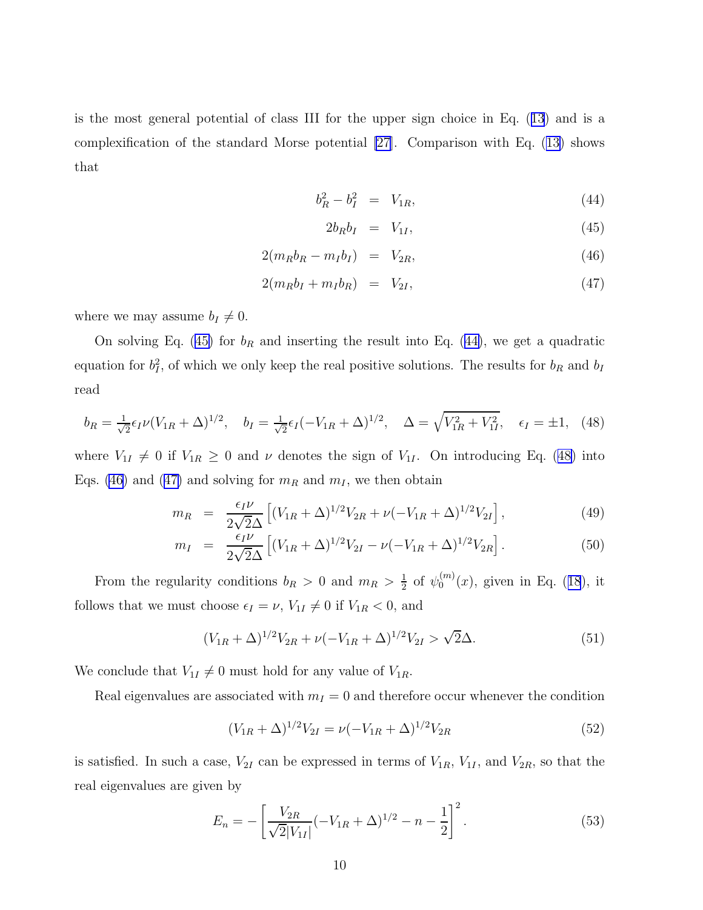is the most general potential of class III for the upper sign choice in Eq. (13) and is a complexification of the standard Morse potential [27]. Comparison with Eq. (13) shows that

$$b_R^2 - b_I^2 = V_{1R}, \tag{44}$$

$$2b_R b_I = V_{1I}, \tag{45}$$

$$2(m_R b_R - m_I b_I) = V_{2R}, \tag{46}$$

$$2(m_R b_I + m_I b_R) = V_{2I}, \tag{47}$$

where we may assume $b_I \neq 0$.

On solving Eq. (45) for $b_R$ and inserting the result into Eq. (44), we get a quadratic equation for $b_I^2$, of which we only keep the real positive solutions. The results for $b_R$ and $b_I$ read

$$b_R = \tfrac{1}{\sqrt{2}}\epsilon_I \nu (V_{1R} + \Delta)^{1/2}, \quad b_I = \tfrac{1}{\sqrt{2}}\epsilon_I (-V_{1R} + \Delta)^{1/2}, \quad \Delta = \sqrt{V_{1R}^2 + V_{1I}^2}, \quad \epsilon_I = \pm 1, \tag{48}$$

where $V_{1I} \neq 0$ if $V_{1R} \geq 0$ and $\nu$ denotes the sign of $V_{1I}$. On introducing Eq. (48) into Eqs. (46) and (47) and solving for $m_R$ and $m_I$, we then obtain

$$m_R = \frac{\epsilon_I \nu}{2\sqrt{2}\Delta}\left[(V_{1R} + \Delta)^{1/2} V_{2R} + \nu(-V_{1R} + \Delta)^{1/2} V_{2I}\right], \tag{49}$$

$$m_I = \frac{\epsilon_I \nu}{2\sqrt{2}\Delta}\left[(V_{1R} + \Delta)^{1/2} V_{2I} - \nu(-V_{1R} + \Delta)^{1/2} V_{2R}\right]. \tag{50}$$

From the regularity conditions $b_R > 0$ and $m_R > \frac{1}{2}$ of $\psi_0^{(m)}(x)$, given in Eq. (18), it follows that we must choose $\epsilon_I = \nu$, $V_{1I} \neq 0$ if $V_{1R} < 0$, and

$$(V_{1R} + \Delta)^{1/2} V_{2R} + \nu(-V_{1R} + \Delta)^{1/2} V_{2I} > \sqrt{2}\Delta. \tag{51}$$

We conclude that $V_{1I} \neq 0$ must hold for any value of $V_{1R}$.

Real eigenvalues are associated with $m_I = 0$ and therefore occur whenever the condition

$$(V_{1R} + \Delta)^{1/2} V_{2I} = \nu(-V_{1R} + \Delta)^{1/2} V_{2R} \tag{52}$$

is satisfied. In such a case, $V_{2I}$ can be expressed in terms of $V_{1R}$, $V_{1I}$, and $V_{2R}$, so that the real eigenvalues are given by

$$E_n = -\left[\frac{V_{2R}}{\sqrt{2}|V_{1I}|}(-V_{1R} + \Delta)^{1/2} - n - \frac{1}{2}\right]^2. \tag{53}$$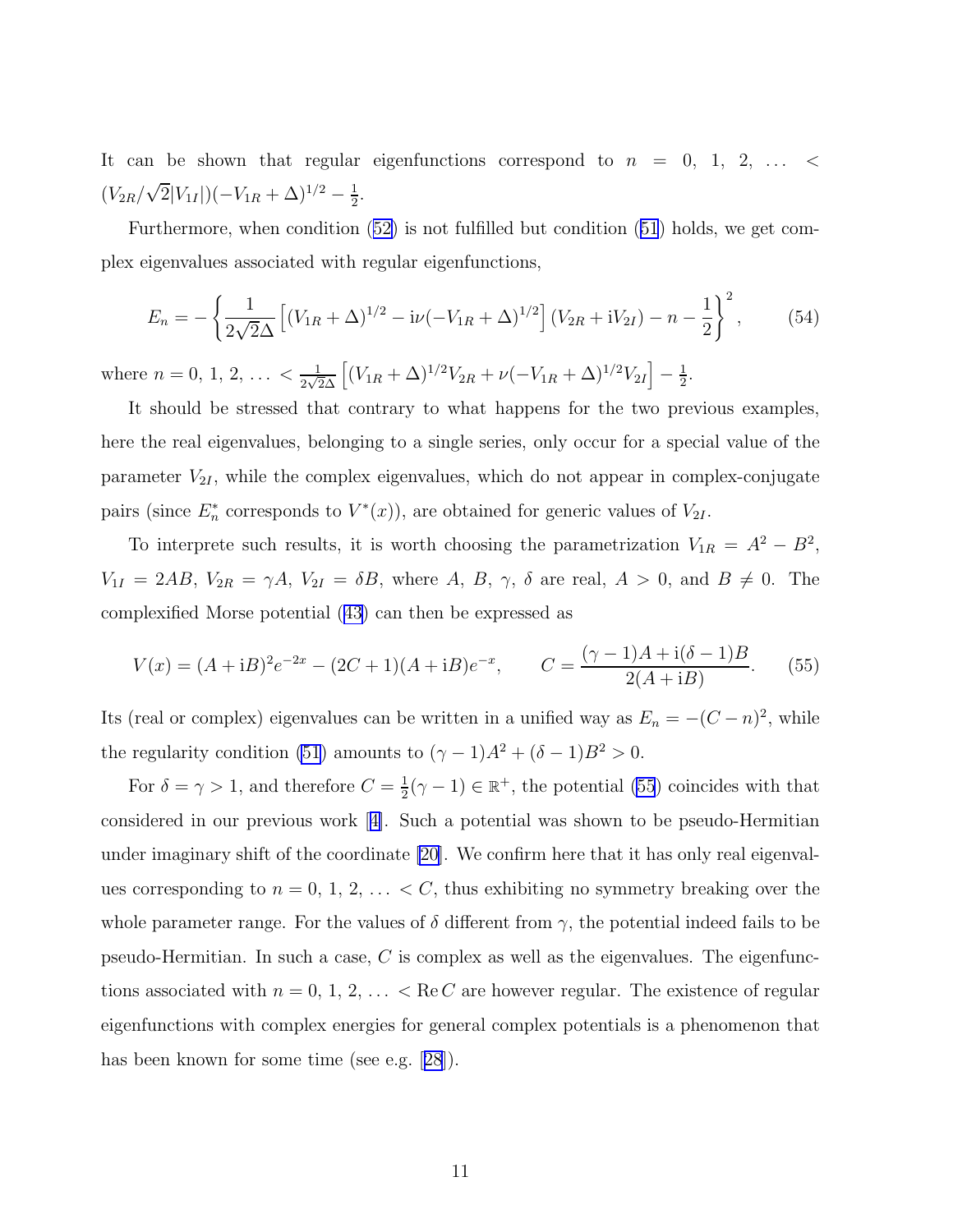It can be shown that regular eigenfunctions correspond to $n = 0, 1, 2, \ldots < (V_{2R}/\sqrt{2}|V_{1I}|)(-V_{1R} + \Delta)^{1/2} - \frac{1}{2}$.

Furthermore, when condition (52) is not fulfilled but condition (51) holds, we get complex eigenvalues associated with regular eigenfunctions,

$$E_n = -\left\{ \frac{1}{2\sqrt{2}\Delta} \left[ (V_{1R} + \Delta)^{1/2} - \mathrm{i}\nu(-V_{1R} + \Delta)^{1/2} \right] (V_{2R} + \mathrm{i}V_{2I}) - n - \frac{1}{2} \right\}^2, \qquad (54)$$

where $n = 0, 1, 2, \ldots < \frac{1}{2\sqrt{2}\Delta} \left[ (V_{1R} + \Delta)^{1/2} V_{2R} + \nu(-V_{1R} + \Delta)^{1/2} V_{2I} \right] - \frac{1}{2}$.

It should be stressed that contrary to what happens for the two previous examples, here the real eigenvalues, belonging to a single series, only occur for a special value of the parameter $V_{2I}$, while the complex eigenvalues, which do not appear in complex-conjugate pairs (since $E_n^*$ corresponds to $V^*(x)$), are obtained for generic values of $V_{2I}$.

To interprete such results, it is worth choosing the parametrization $V_{1R} = A^2 - B^2$, $V_{1I} = 2AB$, $V_{2R} = \gamma A$, $V_{2I} = \delta B$, where $A$, $B$, $\gamma$, $\delta$ are real, $A > 0$, and $B \neq 0$. The complexified Morse potential (43) can then be expressed as

$$V(x) = (A + \mathrm{i}B)^2 e^{-2x} - (2C + 1)(A + \mathrm{i}B)e^{-x}, \qquad C = \frac{(\gamma - 1)A + \mathrm{i}(\delta - 1)B}{2(A + \mathrm{i}B)}. \qquad (55)$$

Its (real or complex) eigenvalues can be written in a unified way as $E_n = -(C - n)^2$, while the regularity condition (51) amounts to $(\gamma - 1)A^2 + (\delta - 1)B^2 > 0$.

For $\delta = \gamma > 1$, and therefore $C = \frac{1}{2}(\gamma - 1) \in \mathbb{R}^+$, the potential (55) coincides with that considered in our previous work [4]. Such a potential was shown to be pseudo-Hermitian under imaginary shift of the coordinate [20]. We confirm here that it has only real eigenvalues corresponding to $n = 0, 1, 2, \ldots < C$, thus exhibiting no symmetry breaking over the whole parameter range. For the values of $\delta$ different from $\gamma$, the potential indeed fails to be pseudo-Hermitian. In such a case, $C$ is complex as well as the eigenvalues. The eigenfunctions associated with $n = 0, 1, 2, \ldots < \operatorname{Re} C$ are however regular. The existence of regular eigenfunctions with complex energies for general complex potentials is a phenomenon that has been known for some time (see e.g. [28]).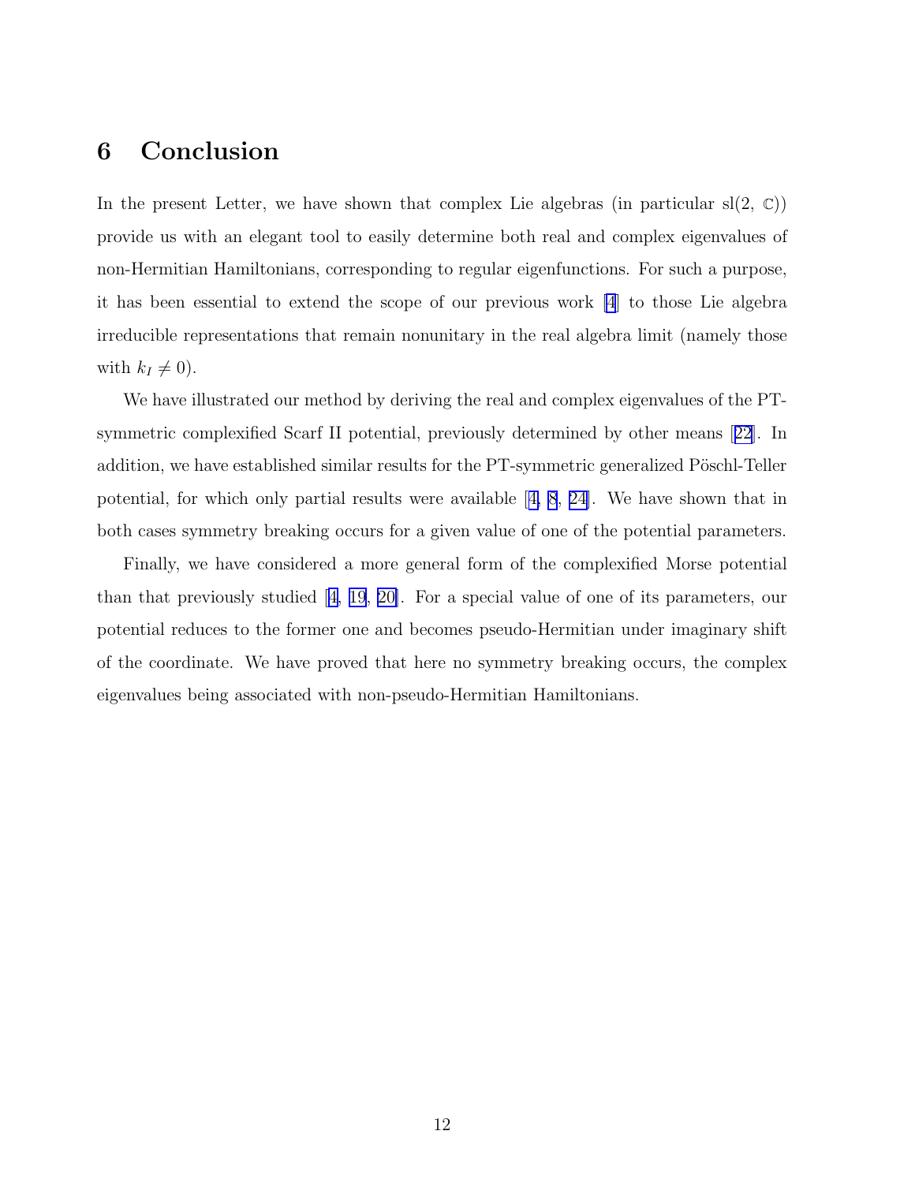## 6 Conclusion

In the present Letter, we have shown that complex Lie algebras (in particular sl(2, $\mathbb{C}$)) provide us with an elegant tool to easily determine both real and complex eigenvalues of non-Hermitian Hamiltonians, corresponding to regular eigenfunctions. For such a purpose, it has been essential to extend the scope of our previous work [4] to those Lie algebra irreducible representations that remain nonunitary in the real algebra limit (namely those with $k_I \neq 0$).

We have illustrated our method by deriving the real and complex eigenvalues of the PT-symmetric complexified Scarf II potential, previously determined by other means [22]. In addition, we have established similar results for the PT-symmetric generalized Pöschl-Teller potential, for which only partial results were available [4, 8, 24]. We have shown that in both cases symmetry breaking occurs for a given value of one of the potential parameters.

Finally, we have considered a more general form of the complexified Morse potential than that previously studied [4, 19, 20]. For a special value of one of its parameters, our potential reduces to the former one and becomes pseudo-Hermitian under imaginary shift of the coordinate. We have proved that here no symmetry breaking occurs, the complex eigenvalues being associated with non-pseudo-Hermitian Hamiltonians.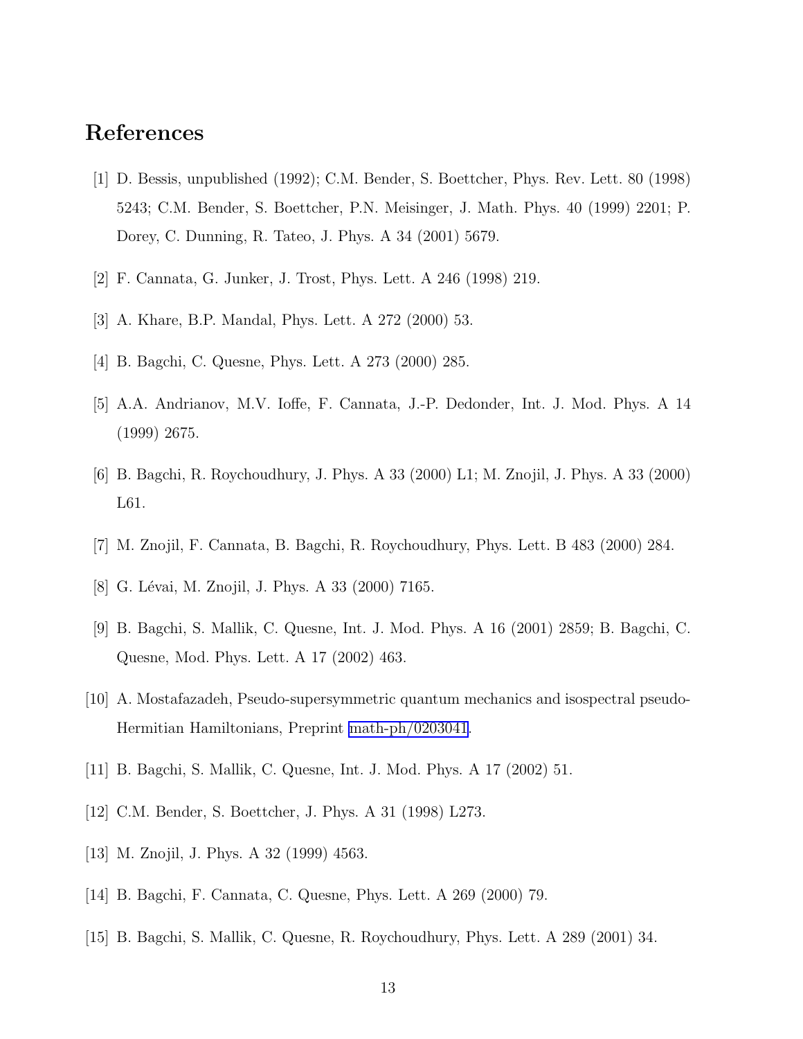# References

[1] D. Bessis, unpublished (1992); C.M. Bender, S. Boettcher, Phys. Rev. Lett. 80 (1998) 5243; C.M. Bender, S. Boettcher, P.N. Meisinger, J. Math. Phys. 40 (1999) 2201; P. Dorey, C. Dunning, R. Tateo, J. Phys. A 34 (2001) 5679.

[2] F. Cannata, G. Junker, J. Trost, Phys. Lett. A 246 (1998) 219.

[3] A. Khare, B.P. Mandal, Phys. Lett. A 272 (2000) 53.

[4] B. Bagchi, C. Quesne, Phys. Lett. A 273 (2000) 285.

[5] A.A. Andrianov, M.V. Ioffe, F. Cannata, J.-P. Dedonder, Int. J. Mod. Phys. A 14 (1999) 2675.

[6] B. Bagchi, R. Roychoudhury, J. Phys. A 33 (2000) L1; M. Znojil, J. Phys. A 33 (2000) L61.

[7] M. Znojil, F. Cannata, B. Bagchi, R. Roychoudhury, Phys. Lett. B 483 (2000) 284.

[8] G. Lévai, M. Znojil, J. Phys. A 33 (2000) 7165.

[9] B. Bagchi, S. Mallik, C. Quesne, Int. J. Mod. Phys. A 16 (2001) 2859; B. Bagchi, C. Quesne, Mod. Phys. Lett. A 17 (2002) 463.

[10] A. Mostafazadeh, Pseudo-supersymmetric quantum mechanics and isospectral pseudo-Hermitian Hamiltonians, Preprint math-ph/0203041.

[11] B. Bagchi, S. Mallik, C. Quesne, Int. J. Mod. Phys. A 17 (2002) 51.

[12] C.M. Bender, S. Boettcher, J. Phys. A 31 (1998) L273.

[13] M. Znojil, J. Phys. A 32 (1999) 4563.

[14] B. Bagchi, F. Cannata, C. Quesne, Phys. Lett. A 269 (2000) 79.

[15] B. Bagchi, S. Mallik, C. Quesne, R. Roychoudhury, Phys. Lett. A 289 (2001) 34.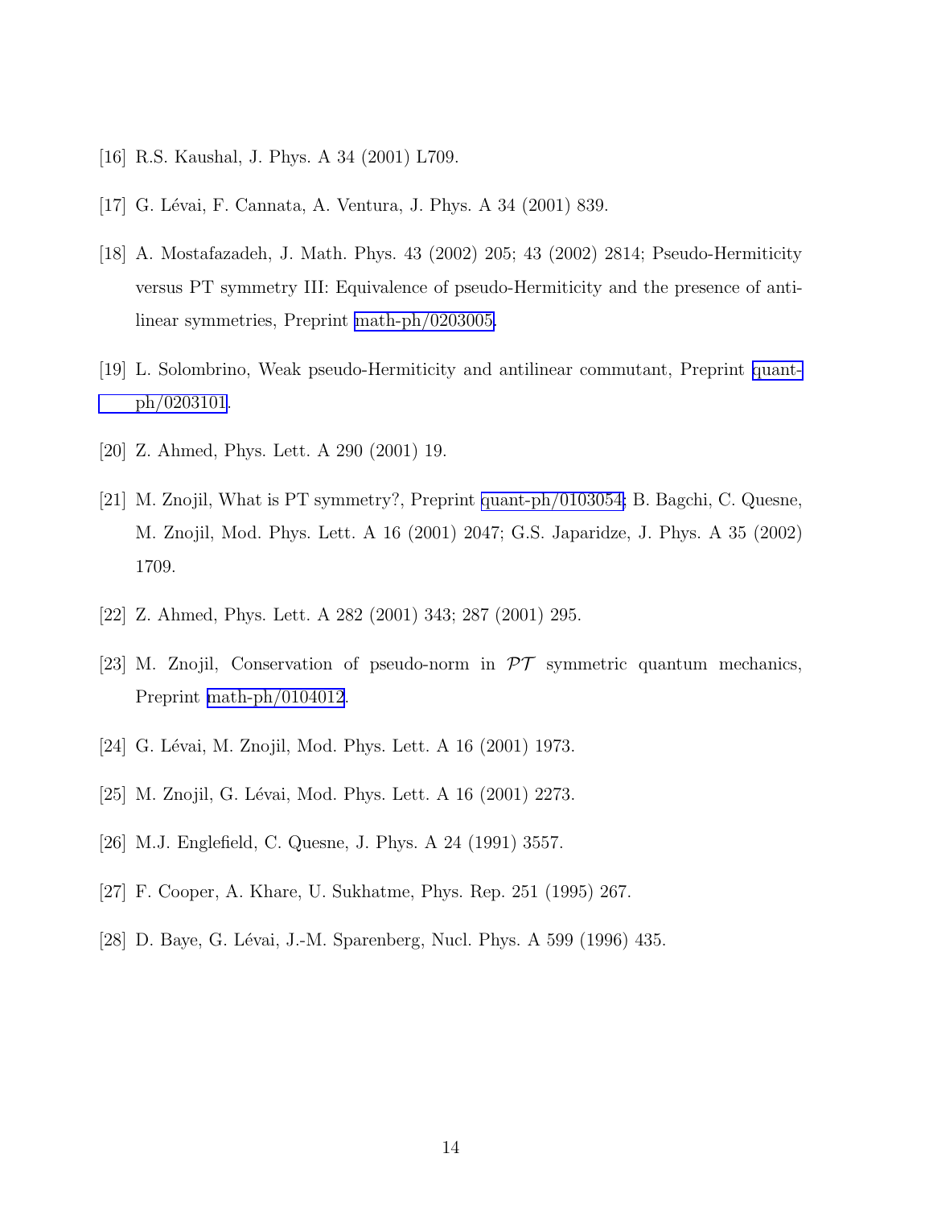[16] R.S. Kaushal, J. Phys. A 34 (2001) L709.

[17] G. Lévai, F. Cannata, A. Ventura, J. Phys. A 34 (2001) 839.

[18] A. Mostafazadeh, J. Math. Phys. 43 (2002) 205; 43 (2002) 2814; Pseudo-Hermiticity versus PT symmetry III: Equivalence of pseudo-Hermiticity and the presence of antilinear symmetries, Preprint math-ph/0203005.

[19] L. Solombrino, Weak pseudo-Hermiticity and antilinear commutant, Preprint quant-ph/0203101.

[20] Z. Ahmed, Phys. Lett. A 290 (2001) 19.

[21] M. Znojil, What is PT symmetry?, Preprint quant-ph/0103054; B. Bagchi, C. Quesne, M. Znojil, Mod. Phys. Lett. A 16 (2001) 2047; G.S. Japaridze, J. Phys. A 35 (2002) 1709.

[22] Z. Ahmed, Phys. Lett. A 282 (2001) 343; 287 (2001) 295.

[23] M. Znojil, Conservation of pseudo-norm in $\mathcal{PT}$ symmetric quantum mechanics, Preprint math-ph/0104012.

[24] G. Lévai, M. Znojil, Mod. Phys. Lett. A 16 (2001) 1973.

[25] M. Znojil, G. Lévai, Mod. Phys. Lett. A 16 (2001) 2273.

[26] M.J. Englefield, C. Quesne, J. Phys. A 24 (1991) 3557.

[27] F. Cooper, A. Khare, U. Sukhatme, Phys. Rep. 251 (1995) 267.

[28] D. Baye, G. Lévai, J.-M. Sparenberg, Nucl. Phys. A 599 (1996) 435.